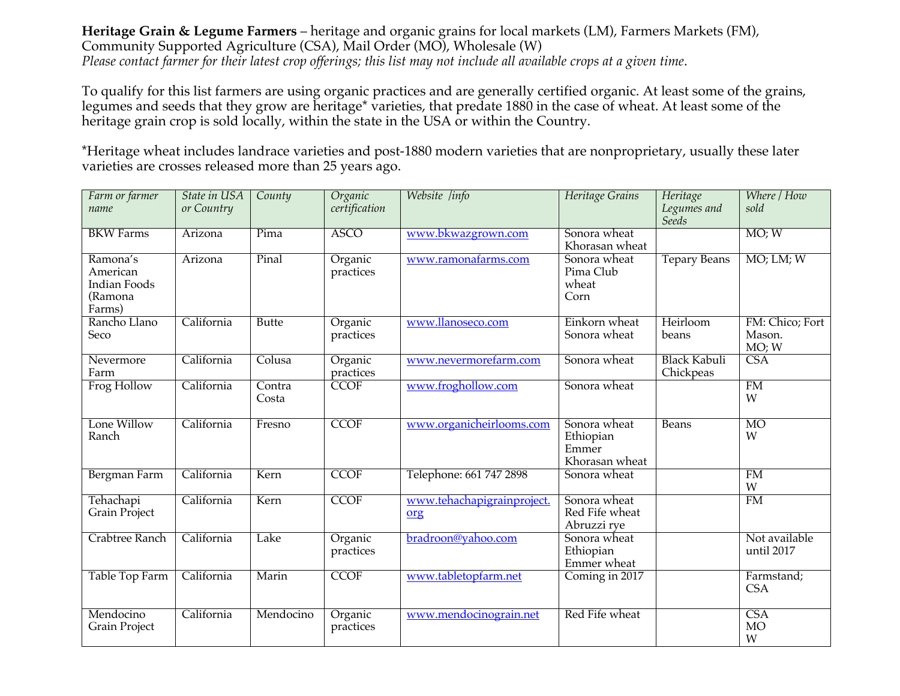**Heritage Grain & Legume Farmers** – heritage and organic grains for local markets (LM), Farmers Markets (FM), Community Supported Agriculture (CSA), Mail Order (MO), Wholesale (W)

*Please contact farmer for their latest crop offerings; this list may not include all available crops at a given time.*

To qualify for this list farmers are using organic practices and are generally certified organic. At least some of the grains, legumes and seeds that they grow are heritage* varieties, that predate 1880 in the case of wheat. At least some of the heritage grain crop is sold locally, within the state in the USA or within the Country.

*Heritage wheat includes landrace varieties and post-1880 modern varieties that are nonproprietary, usually these later varieties are crosses released more than 25 years ago.

| *Farm or farmer name* | *State in USA or Country* | *County* | *Organic certification* | *Website /info* | *Heritage Grains* | *Heritage Legumes and Seeds* | *Where / How sold* |
|---|---|---|---|---|---|---|---|
| BKW Farms | Arizona | Pima | ASCO | www.bkwazgrown.com | Sonora wheat<br>Khorasan wheat | | MO; W |
| Ramona's American Indian Foods (Ramona Farms) | Arizona | Pinal | Organic practices | www.ramonafarms.com | Sonora wheat<br>Pima Club wheat<br>Corn | Tepary Beans | MO; LM; W |
| Rancho Llano Seco | California | Butte | Organic practices | www.llanoseco.com | Einkorn wheat<br>Sonora wheat | Heirloom beans | FM: Chico; Fort Mason.<br>MO; W |
| Nevermore Farm | California | Colusa | Organic practices | www.nevermorefarm.com | Sonora wheat | Black Kabuli Chickpeas | CSA |
| Frog Hollow | California | Contra Costa | CCOF | www.froghollow.com | Sonora wheat | | FM<br>W |
| Lone Willow Ranch | California | Fresno | CCOF | www.organicheirlooms.com | Sonora wheat<br>Ethiopian Emmer<br>Khorasan wheat | Beans | MO<br>W |
| Bergman Farm | California | Kern | CCOF | Telephone: 661 747 2898 | Sonora wheat | | FM<br>W |
| Tehachapi Grain Project | California | Kern | CCOF | www.tehachapigrainproject.org | Sonora wheat<br>Red Fife wheat<br>Abruzzi rye | | FM |
| Crabtree Ranch | California | Lake | Organic practices | bradroon@yahoo.com | Sonora wheat<br>Ethiopian Emmer wheat | | Not available until 2017 |
| Table Top Farm | California | Marin | CCOF | www.tabletopfarm.net | Coming in 2017 | | Farmstand; CSA |
| Mendocino Grain Project | California | Mendocino | Organic practices | www.mendocinograin.net | Red Fife wheat | | CSA<br>MO<br>W |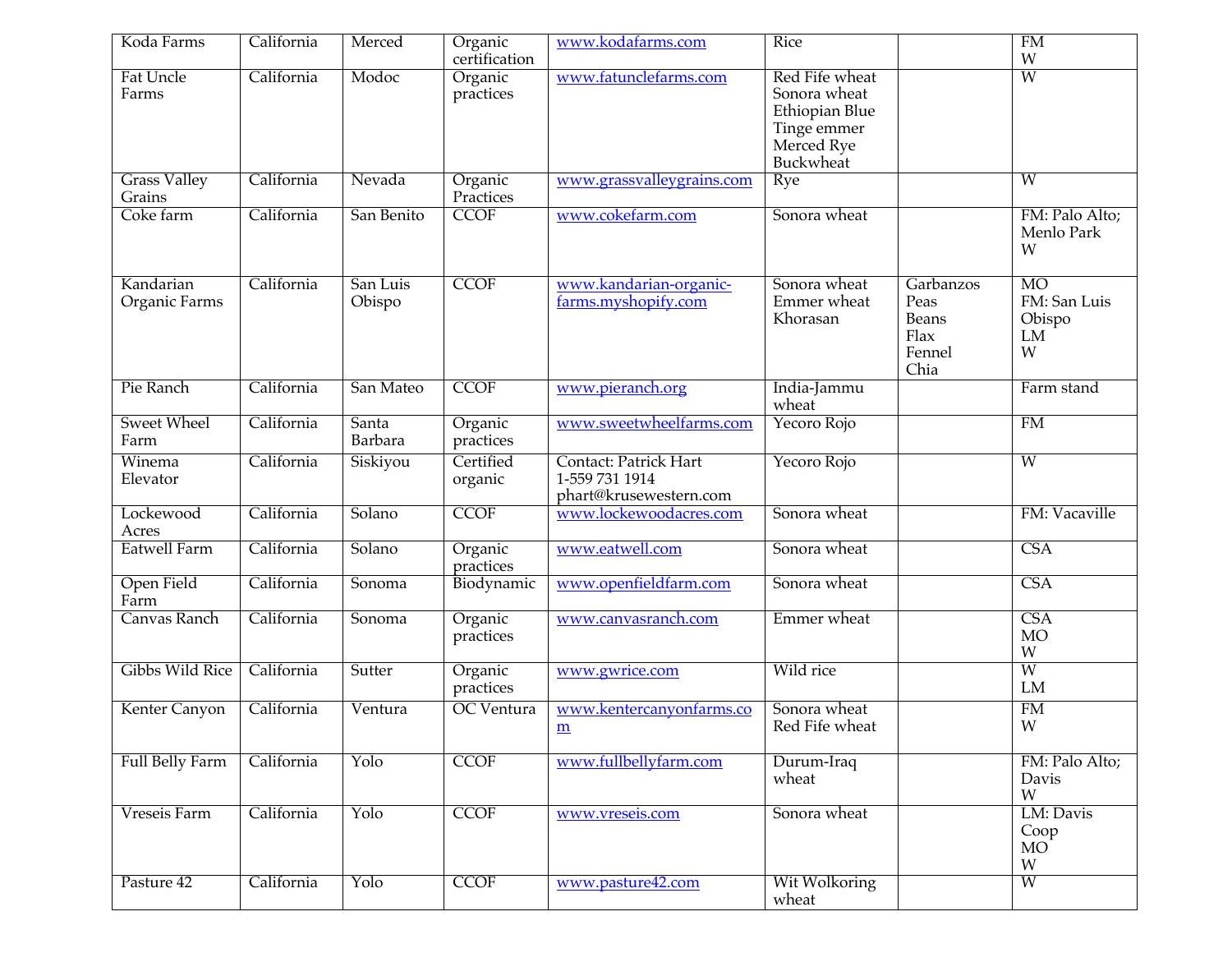| Koda Farms | California | Merced | Organic certification | www.kodafarms.com | Rice | | FM<br>W |
|---|---|---|---|---|---|---|---|
| Fat Uncle Farms | California | Modoc | Organic practices | www.fatunclefarms.com | Red Fife wheat<br>Sonora wheat<br>Ethiopian Blue Tinge emmer<br>Merced Rye<br>Buckwheat | | W |
| Grass Valley Grains | California | Nevada | Organic Practices | www.grassvalleygrains.com | Rye | | W |
| Coke farm | California | San Benito | CCOF | www.cokefarm.com | Sonora wheat | | FM: Palo Alto; Menlo Park<br>W |
| Kandarian Organic Farms | California | San Luis Obispo | CCOF | www.kandarian-organic-farms.myshopify.com | Sonora wheat<br>Emmer wheat<br>Khorasan | Garbanzos<br>Peas<br>Beans<br>Flax<br>Fennel<br>Chia | MO<br>FM: San Luis Obispo<br>LM<br>W |
| Pie Ranch | California | San Mateo | CCOF | www.pieranch.org | India-Jammu wheat | | Farm stand |
| Sweet Wheel Farm | California | Santa Barbara | Organic practices | www.sweetwheelfarms.com | Yecoro Rojo | | FM |
| Winema Elevator | California | Siskiyou | Certified organic | Contact: Patrick Hart<br>1-559 731 1914<br>phart@krusewestern.com | Yecoro Rojo | | W |
| Lockewood Acres | California | Solano | CCOF | www.lockewoodacres.com | Sonora wheat | | FM: Vacaville |
| Eatwell Farm | California | Solano | Organic practices | www.eatwell.com | Sonora wheat | | CSA |
| Open Field Farm | California | Sonoma | Biodynamic | www.openfieldfarm.com | Sonora wheat | | CSA |
| Canvas Ranch | California | Sonoma | Organic practices | www.canvasranch.com | Emmer wheat | | CSA<br>MO<br>W |
| Gibbs Wild Rice | California | Sutter | Organic practices | www.gwrice.com | Wild rice | | W<br>LM |
| Kenter Canyon | California | Ventura | OC Ventura | www.kentercanyonfarms.com | Sonora wheat<br>Red Fife wheat | | FM<br>W |
| Full Belly Farm | California | Yolo | CCOF | www.fullbellyfarm.com | Durum-Iraq wheat | | FM: Palo Alto; Davis<br>W |
| Vreseis Farm | California | Yolo | CCOF | www.vreseis.com | Sonora wheat | | LM: Davis Coop<br>MO<br>W |
| Pasture 42 | California | Yolo | CCOF | www.pasture42.com | Wit Wolkoring wheat | | W |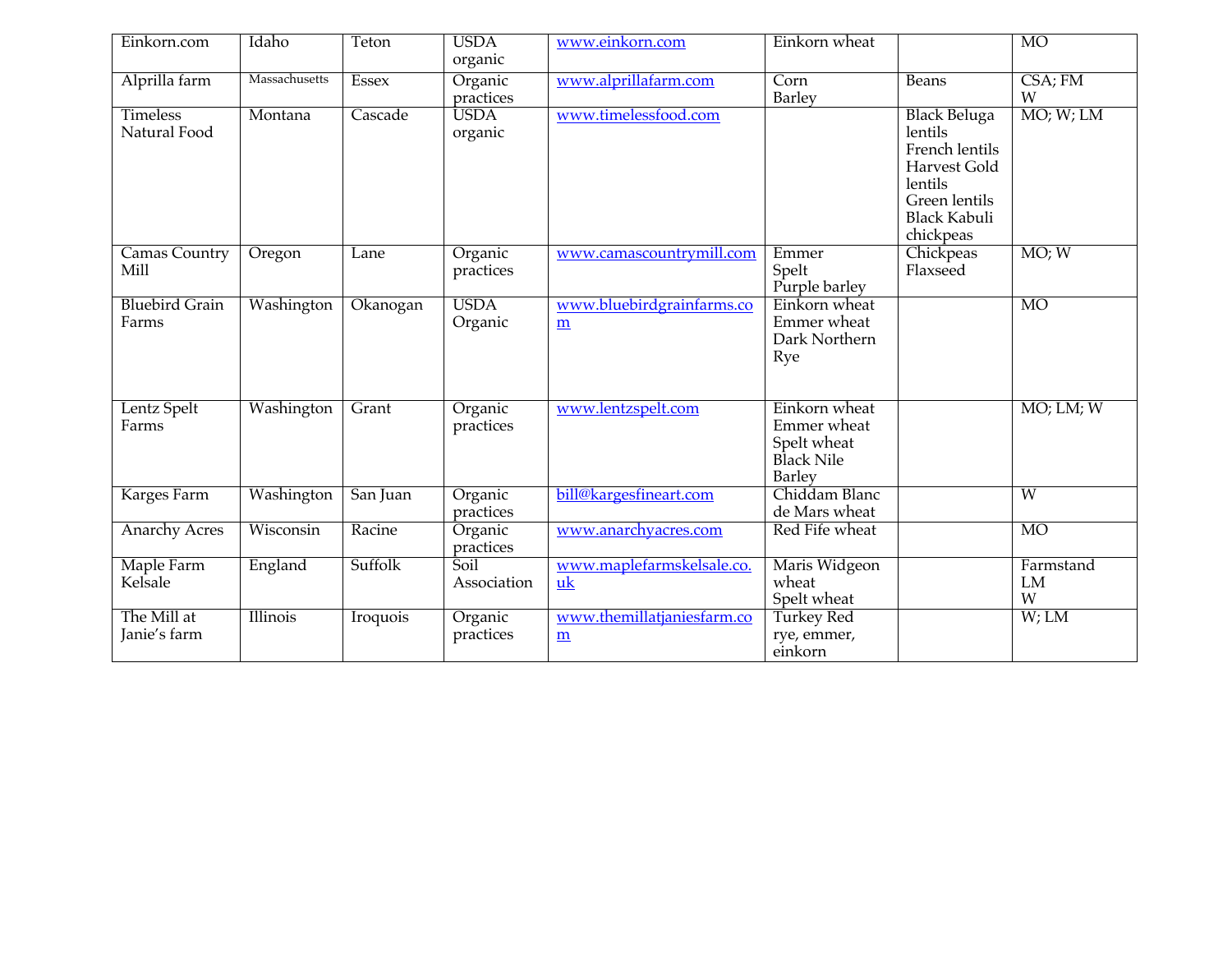| | | | | | | | |
|---|---|---|---|---|---|---|---|
| Einkorn.com | Idaho | Teton | USDA organic | www.einkorn.com | Einkorn wheat | | MO |
| Alprilla farm | Massachusetts | Essex | Organic practices | www.alprillafarm.com | Corn<br>Barley | Beans | CSA; FM<br>W |
| Timeless Natural Food | Montana | Cascade | USDA organic | www.timelessfood.com | | Black Beluga lentils<br>French lentils<br>Harvest Gold lentils<br>Green lentils<br>Black Kabuli chickpeas | MO; W; LM |
| Camas Country Mill | Oregon | Lane | Organic practices | www.camascountrymill.com | Emmer<br>Spelt<br>Purple barley | Chickpeas<br>Flaxseed | MO; W |
| Bluebird Grain Farms | Washington | Okanogan | USDA Organic | www.bluebirdgrainfarms.com | Einkorn wheat<br>Emmer wheat<br>Dark Northern Rye | | MO |
| Lentz Spelt Farms | Washington | Grant | Organic practices | www.lentzspelt.com | Einkorn wheat<br>Emmer wheat<br>Spelt wheat<br>Black Nile Barley | | MO; LM; W |
| Karges Farm | Washington | San Juan | Organic practices | bill@kargesfineart.com | Chiddam Blanc de Mars wheat | | W |
| Anarchy Acres | Wisconsin | Racine | Organic practices | www.anarchyacres.com | Red Fife wheat | | MO |
| Maple Farm Kelsale | England | Suffolk | Soil Association | www.maplefarmskelsale.co.uk | Maris Widgeon wheat<br>Spelt wheat | | Farmstand<br>LM<br>W |
| The Mill at Janie's farm | Illinois | Iroquois | Organic practices | www.themillatjaniesfarm.com | Turkey Red rye, emmer, einkorn | | W; LM |